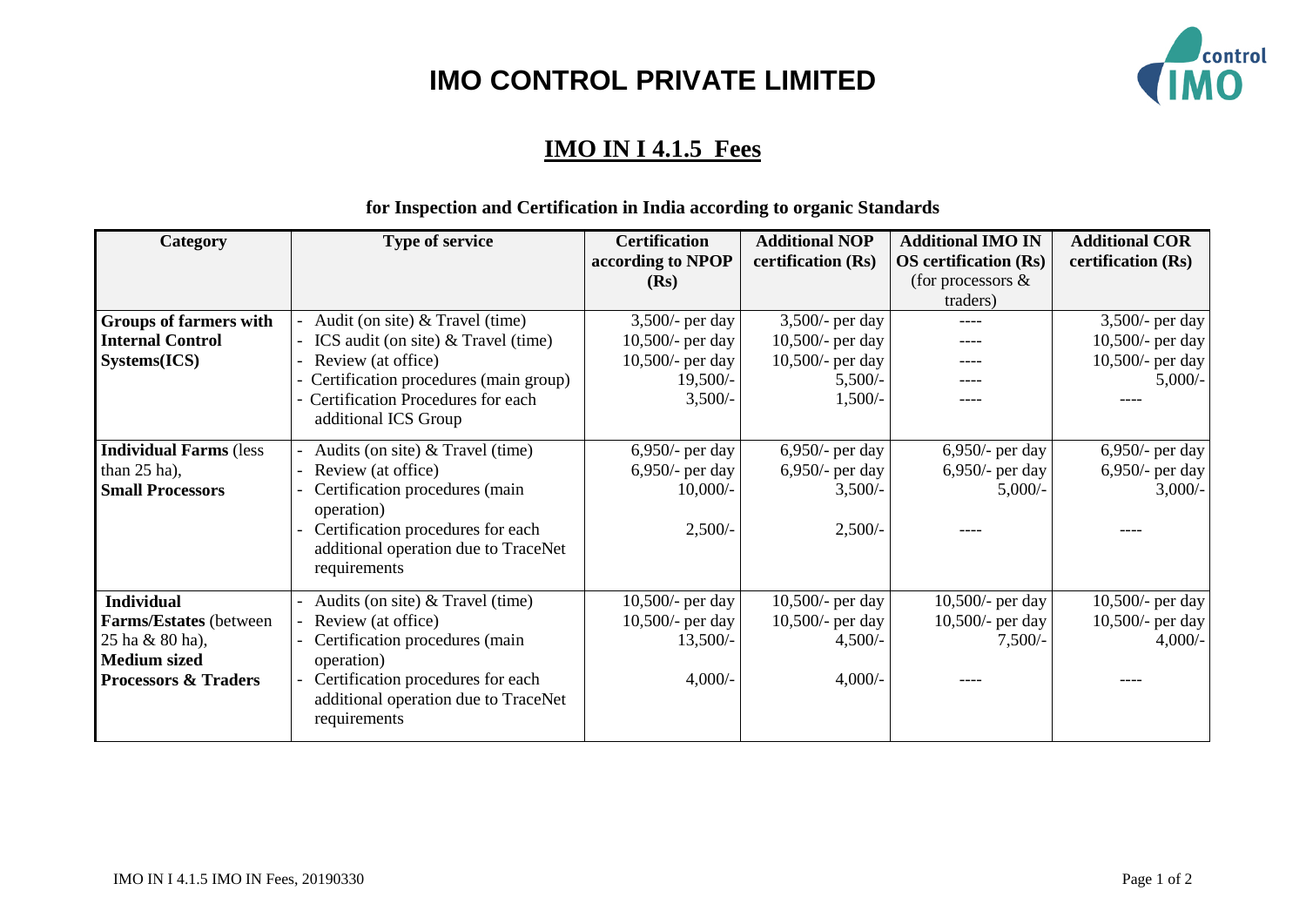# IMO CONTROL PRIVATE LIMITED

## IMO IN I 4.1.5 Fees

### for Inspection and Certification in India according to organic Standards

| Category | Type of service | Certification according to NPOP (Rs) | Additional NOP certification (Rs) | Additional IMO IN OS certification (Rs) (for processors & traders) | Additional COR certification (Rs) |
|---|---|---|---|---|---|
| **Groups of farmers with Internal Control Systems(ICS)** | - Audit (on site) & Travel (time) | 3,500/- per day | 3,500/- per day | ---- | 3,500/- per day |
| | - ICS audit (on site) & Travel (time) | 10,500/- per day | 10,500/- per day | ---- | 10,500/- per day |
| | - Review (at office) | 10,500/- per day | 10,500/- per day | ---- | 10,500/- per day |
| | - Certification procedures (main group) | 19,500/- | 5,500/- | ---- | 5,000/- |
| | - Certification Procedures for each additional ICS Group | 3,500/- | 1,500/- | ---- | ---- |
| **Individual Farms** (less than 25 ha), **Small Processors** | - Audits (on site) & Travel (time) | 6,950/- per day | 6,950/- per day | 6,950/- per day | 6,950/- per day |
| | - Review (at office) | 6,950/- per day | 6,950/- per day | 6,950/- per day | 6,950/- per day |
| | - Certification procedures (main operation) | 10,000/- | 3,500/- | 5,000/- | 3,000/- |
| | - Certification procedures for each additional operation due to TraceNet requirements | 2,500/- | 2,500/- | ---- | ---- |
| **Individual Farms/Estates** (between 25 ha & 80 ha), **Medium sized Processors & Traders** | - Audits (on site) & Travel (time) | 10,500/- per day | 10,500/- per day | 10,500/- per day | 10,500/- per day |
| | - Review (at office) | 10,500/- per day | 10,500/- per day | 10,500/- per day | 10,500/- per day |
| | - Certification procedures (main operation) | 13,500/- | 4,500/- | 7,500/- | 4,000/- |
| | - Certification procedures for each additional operation due to TraceNet requirements | 4,000/- | 4,000/- | ---- | ---- |

IMO IN I 4.1.5 IMO IN Fees, 20190330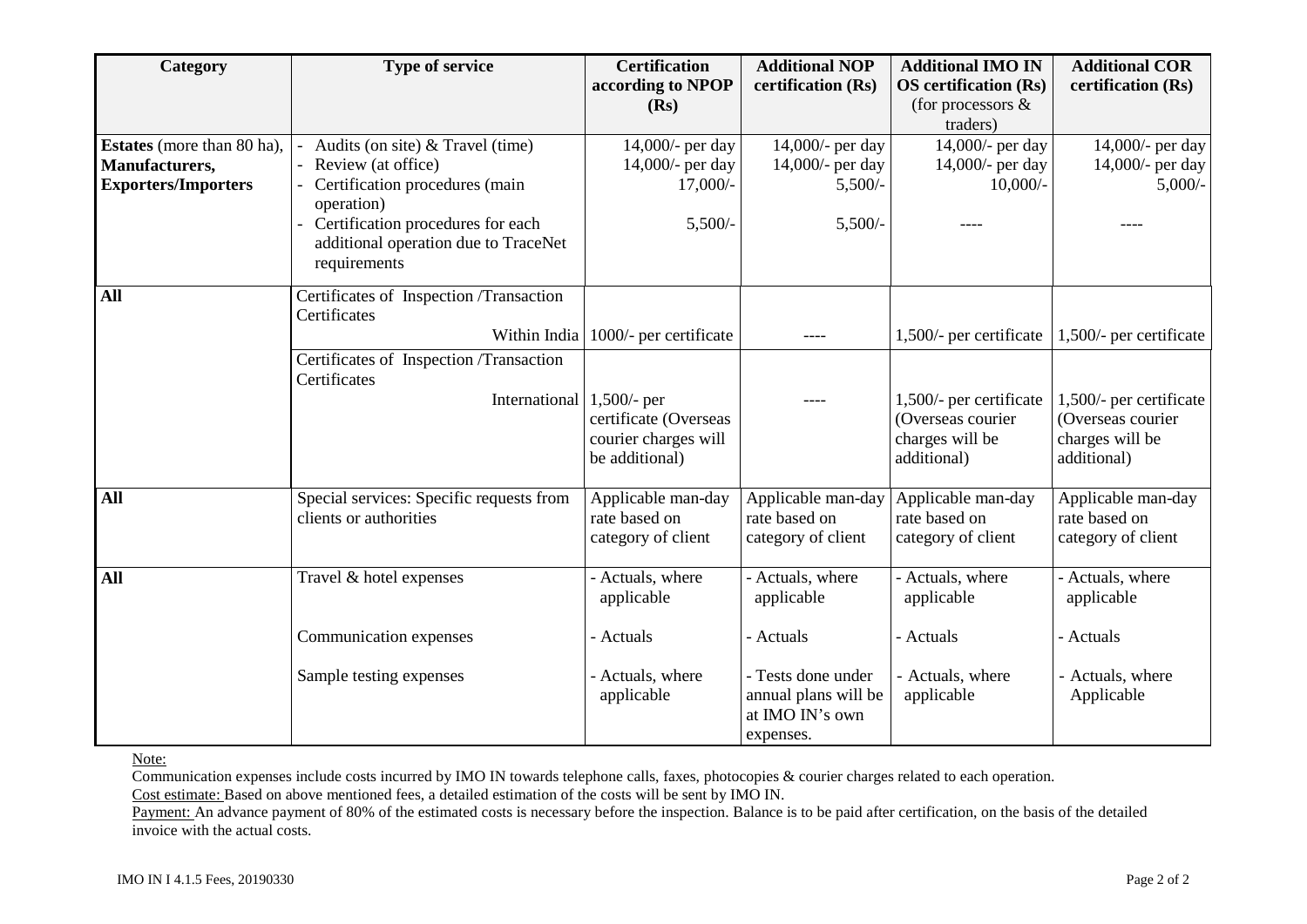| Category | Type of service | Certification according to NPOP (Rs) | Additional NOP certification (Rs) | Additional IMO IN OS certification (Rs) (for processors & traders) | Additional COR certification (Rs) |
|---|---|---|---|---|---|
| **Estates** (more than 80 ha), **Manufacturers, Exporters/Importers** | - Audits (on site) & Travel (time)<br>- Review (at office)<br>- Certification procedures (main operation)<br>- Certification procedures for each additional operation due to TraceNet requirements | 14,000/- per day<br>14,000/- per day<br>17,000/-<br><br>5,500/- | 14,000/- per day<br>14,000/- per day<br>5,500/-<br><br>5,500/- | 14,000/- per day<br>14,000/- per day<br>10,000/-<br><br>---- | 14,000/- per day<br>14,000/- per day<br>5,000/-<br><br>---- |
| **All** | Certificates of Inspection /Transaction Certificates<br>Within India | 1000/- per certificate | ---- | 1,500/- per certificate | 1,500/- per certificate |
| | Certificates of Inspection /Transaction Certificates<br>International | 1,500/- per certificate (Overseas courier charges will be additional) | ---- | 1,500/- per certificate (Overseas courier charges will be additional) | 1,500/- per certificate (Overseas courier charges will be additional) |
| **All** | Special services: Specific requests from clients or authorities | Applicable man-day rate based on category of client | Applicable man-day rate based on category of client | Applicable man-day rate based on category of client | Applicable man-day rate based on category of client |
| **All** | Travel & hotel expenses<br><br>Communication expenses<br><br>Sample testing expenses | - Actuals, where applicable<br><br>- Actuals<br><br>- Actuals, where applicable | - Actuals, where applicable<br><br>- Actuals<br><br>- Tests done under annual plans will be at IMO IN's own expenses. | - Actuals, where applicable<br><br>- Actuals<br><br>- Actuals, where applicable | - Actuals, where applicable<br><br>- Actuals<br><br>- Actuals, where Applicable |

Note:

Communication expenses include costs incurred by IMO IN towards telephone calls, faxes, photocopies & courier charges related to each operation.

Cost estimate: Based on above mentioned fees, a detailed estimation of the costs will be sent by IMO IN.

Payment: An advance payment of 80% of the estimated costs is necessary before the inspection. Balance is to be paid after certification, on the basis of the detailed invoice with the actual costs.

IMO IN I 4.1.5 Fees, 20190330